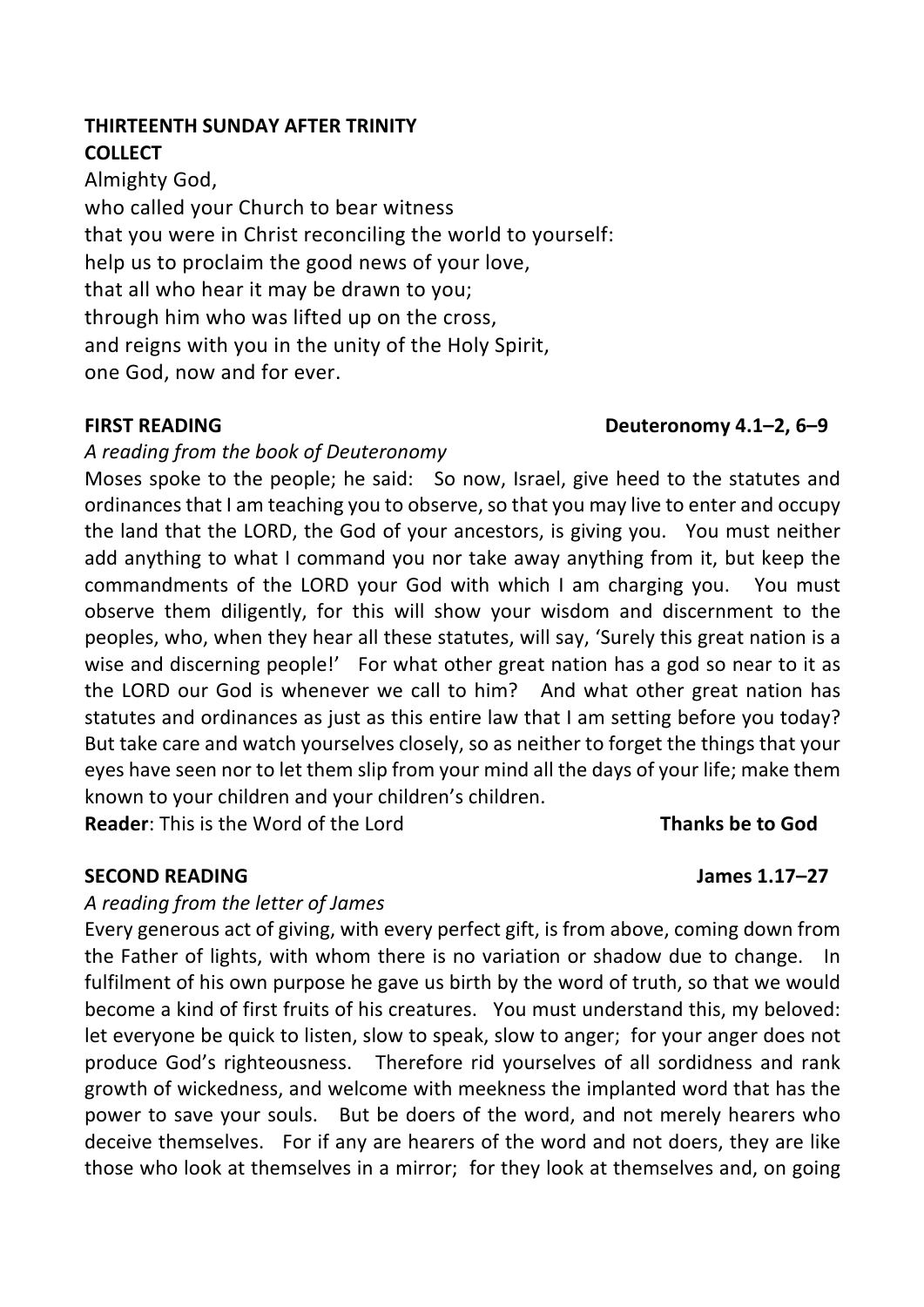**THIRTEENTH SUNDAY AFTER TRINITY**

**COLLECT**

Almighty God,
who called your Church to bear witness
that you were in Christ reconciling the world to yourself:
help us to proclaim the good news of your love,
that all who hear it may be drawn to you;
through him who was lifted up on the cross,
and reigns with you in the unity of the Holy Spirit,
one God, now and for ever.

**FIRST READING** **Deuteronomy 4.1–2, 6–9**

*A reading from the book of Deuteronomy*

Moses spoke to the people; he said: So now, Israel, give heed to the statutes and ordinances that I am teaching you to observe, so that you may live to enter and occupy the land that the LORD, the God of your ancestors, is giving you. You must neither add anything to what I command you nor take away anything from it, but keep the commandments of the LORD your God with which I am charging you. You must observe them diligently, for this will show your wisdom and discernment to the peoples, who, when they hear all these statutes, will say, 'Surely this great nation is a wise and discerning people!' For what other great nation has a god so near to it as the LORD our God is whenever we call to him? And what other great nation has statutes and ordinances as just as this entire law that I am setting before you today? But take care and watch yourselves closely, so as neither to forget the things that your eyes have seen nor to let them slip from your mind all the days of your life; make them known to your children and your children's children.

**Reader**: This is the Word of the Lord **Thanks be to God**

**SECOND READING** **James 1.17–27**

*A reading from the letter of James*

Every generous act of giving, with every perfect gift, is from above, coming down from the Father of lights, with whom there is no variation or shadow due to change. In fulfilment of his own purpose he gave us birth by the word of truth, so that we would become a kind of first fruits of his creatures. You must understand this, my beloved: let everyone be quick to listen, slow to speak, slow to anger; for your anger does not produce God's righteousness. Therefore rid yourselves of all sordidness and rank growth of wickedness, and welcome with meekness the implanted word that has the power to save your souls. But be doers of the word, and not merely hearers who deceive themselves. For if any are hearers of the word and not doers, they are like those who look at themselves in a mirror; for they look at themselves and, on going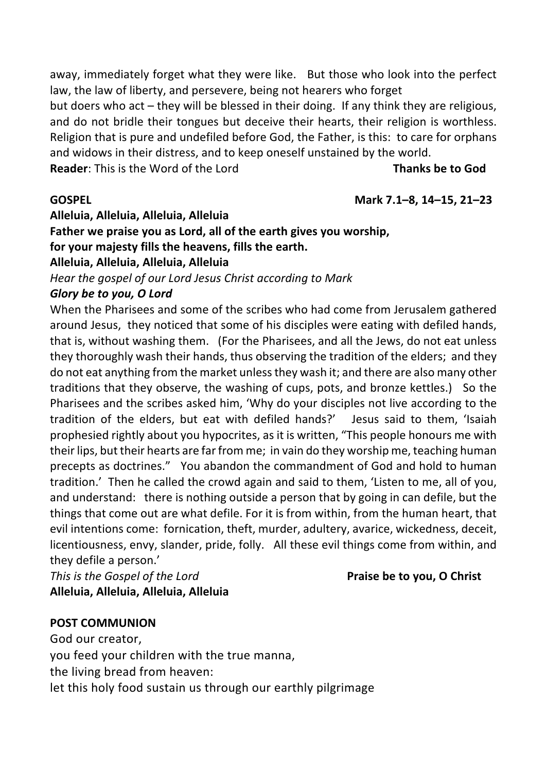away, immediately forget what they were like. But those who look into the perfect law, the law of liberty, and persevere, being not hearers who forget
but doers who act – they will be blessed in their doing. If any think they are religious, and do not bridle their tongues but deceive their hearts, their religion is worthless. Religion that is pure and undefiled before God, the Father, is this: to care for orphans and widows in their distress, and to keep oneself unstained by the world.

**Reader**: This is the Word of the Lord **Thanks be to God**

**GOSPEL** **Mark 7.1–8, 14–15, 21–23**

**Alleluia, Alleluia, Alleluia, Alleluia**
**Father we praise you as Lord, all of the earth gives you worship,**
**for your majesty fills the heavens, fills the earth.**
**Alleluia, Alleluia, Alleluia, Alleluia**

*Hear the gospel of our Lord Jesus Christ according to Mark*
***Glory be to you, O Lord***

When the Pharisees and some of the scribes who had come from Jerusalem gathered around Jesus, they noticed that some of his disciples were eating with defiled hands, that is, without washing them. (For the Pharisees, and all the Jews, do not eat unless they thoroughly wash their hands, thus observing the tradition of the elders; and they do not eat anything from the market unless they wash it; and there are also many other traditions that they observe, the washing of cups, pots, and bronze kettles.) So the Pharisees and the scribes asked him, 'Why do your disciples not live according to the tradition of the elders, but eat with defiled hands?' Jesus said to them, 'Isaiah prophesied rightly about you hypocrites, as it is written, "This people honours me with their lips, but their hearts are far from me; in vain do they worship me, teaching human precepts as doctrines." You abandon the commandment of God and hold to human tradition.' Then he called the crowd again and said to them, 'Listen to me, all of you, and understand: there is nothing outside a person that by going in can defile, but the things that come out are what defile. For it is from within, from the human heart, that evil intentions come: fornication, theft, murder, adultery, avarice, wickedness, deceit, licentiousness, envy, slander, pride, folly. All these evil things come from within, and they defile a person.'

*This is the Gospel of the Lord* **Praise be to you, O Christ**
**Alleluia, Alleluia, Alleluia, Alleluia**

**POST COMMUNION**

God our creator,
you feed your children with the true manna,
the living bread from heaven:
let this holy food sustain us through our earthly pilgrimage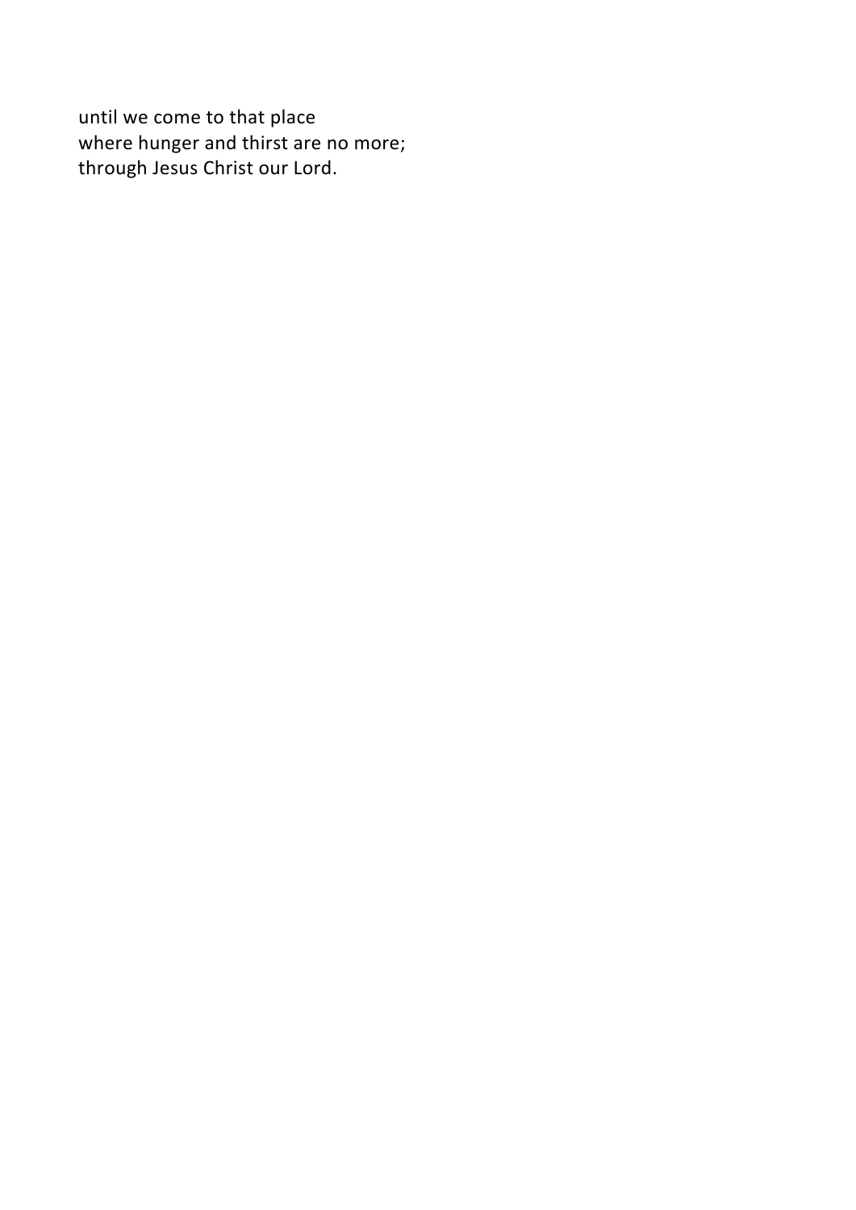until we come to that place  
where hunger and thirst are no more;  
through Jesus Christ our Lord.